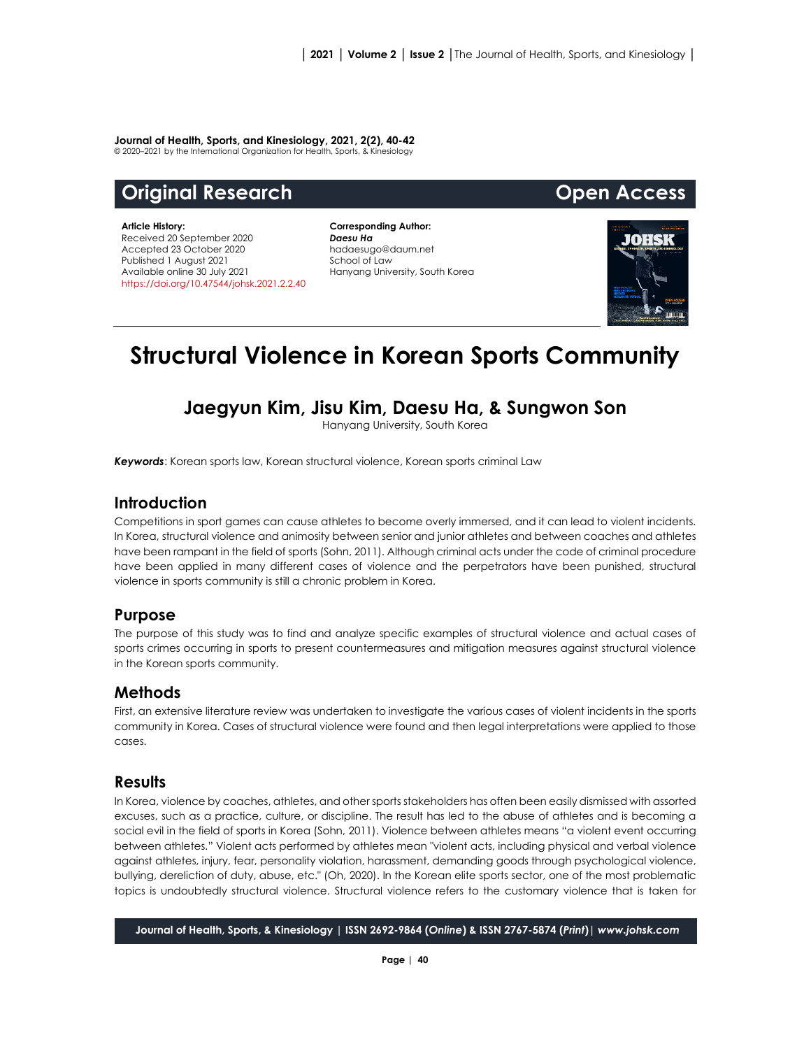**Journal of Health, Sports, and Kinesiology, 2021, 2(2), 40-42**
© 2020–2021 by the International Organization for Health, Sports, & Kinesiology

**Original Research** **Open Access**

**Article History:**
Received 20 September 2020
Accepted 23 October 2020
Published 1 August 2021
Available online 30 July 2021
https://doi.org/10.47544/johsk.2021.2.2.40

**Corresponding Author:**
***Daesu Ha***
hadaesugo@daum.net
School of Law
Hanyang University, South Korea

# Structural Violence in Korean Sports Community

## Jaegyun Kim, Jisu Kim, Daesu Ha, & Sungwon Son

Hanyang University, South Korea

***Keywords***: Korean sports law, Korean structural violence, Korean sports criminal Law

## Introduction

Competitions in sport games can cause athletes to become overly immersed, and it can lead to violent incidents. In Korea, structural violence and animosity between senior and junior athletes and between coaches and athletes have been rampant in the field of sports (Sohn, 2011). Although criminal acts under the code of criminal procedure have been applied in many different cases of violence and the perpetrators have been punished, structural violence in sports community is still a chronic problem in Korea.

## Purpose

The purpose of this study was to find and analyze specific examples of structural violence and actual cases of sports crimes occurring in sports to present countermeasures and mitigation measures against structural violence in the Korean sports community.

## Methods

First, an extensive literature review was undertaken to investigate the various cases of violent incidents in the sports community in Korea. Cases of structural violence were found and then legal interpretations were applied to those cases.

## Results

In Korea, violence by coaches, athletes, and other sports stakeholders has often been easily dismissed with assorted excuses, such as a practice, culture, or discipline. The result has led to the abuse of athletes and is becoming a social evil in the field of sports in Korea (Sohn, 2011). Violence between athletes means "a violent event occurring between athletes." Violent acts performed by athletes mean "violent acts, including physical and verbal violence against athletes, injury, fear, personality violation, harassment, demanding goods through psychological violence, bullying, dereliction of duty, abuse, etc." (Oh, 2020). In the Korean elite sports sector, one of the most problematic topics is undoubtedly structural violence. Structural violence refers to the customary violence that is taken for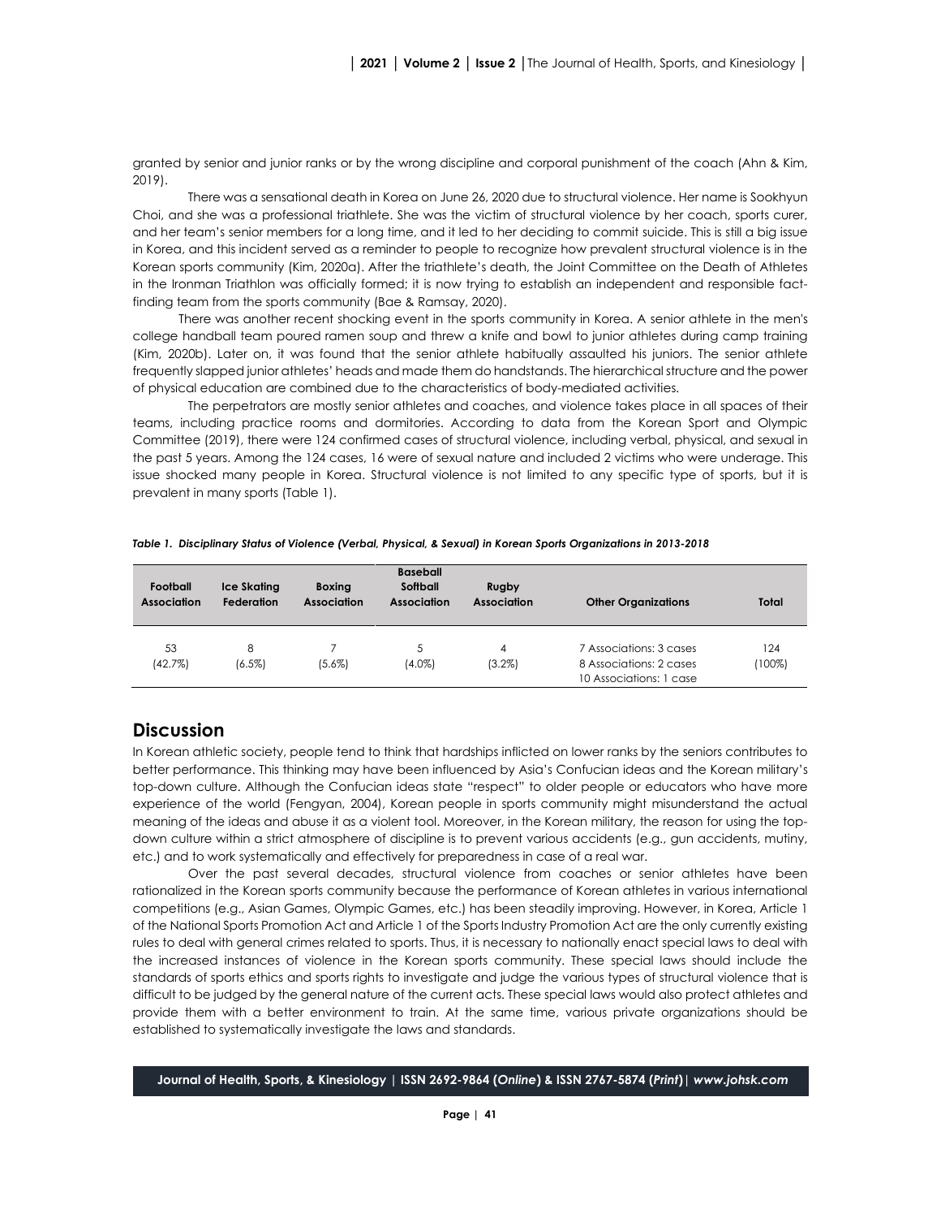granted by senior and junior ranks or by the wrong discipline and corporal punishment of the coach (Ahn & Kim, 2019).

There was a sensational death in Korea on June 26, 2020 due to structural violence. Her name is Sookhyun Choi, and she was a professional triathlete. She was the victim of structural violence by her coach, sports curer, and her team's senior members for a long time, and it led to her deciding to commit suicide. This is still a big issue in Korea, and this incident served as a reminder to people to recognize how prevalent structural violence is in the Korean sports community (Kim, 2020a). After the triathlete's death, the Joint Committee on the Death of Athletes in the Ironman Triathlon was officially formed; it is now trying to establish an independent and responsible fact-finding team from the sports community (Bae & Ramsay, 2020).

There was another recent shocking event in the sports community in Korea. A senior athlete in the men's college handball team poured ramen soup and threw a knife and bowl to junior athletes during camp training (Kim, 2020b). Later on, it was found that the senior athlete habitually assaulted his juniors. The senior athlete frequently slapped junior athletes' heads and made them do handstands. The hierarchical structure and the power of physical education are combined due to the characteristics of body-mediated activities.

The perpetrators are mostly senior athletes and coaches, and violence takes place in all spaces of their teams, including practice rooms and dormitories. According to data from the Korean Sport and Olympic Committee (2019), there were 124 confirmed cases of structural violence, including verbal, physical, and sexual in the past 5 years. Among the 124 cases, 16 were of sexual nature and included 2 victims who were underage. This issue shocked many people in Korea. Structural violence is not limited to any specific type of sports, but it is prevalent in many sports (Table 1).

*Table 1. Disciplinary Status of Violence (Verbal, Physical, & Sexual) in Korean Sports Organizations in 2013-2018*

| Football Association | Ice Skating Federation | Boxing Association | Baseball Softball Association | Rugby Association | Other Organizations | Total |
|---|---|---|---|---|---|---|
| 53 (42.7%) | 8 (6.5%) | 7 (5.6%) | 5 (4.0%) | 4 (3.2%) | 7 Associations: 3 cases<br>8 Associations: 2 cases<br>10 Associations: 1 case | 124 (100%) |

## Discussion

In Korean athletic society, people tend to think that hardships inflicted on lower ranks by the seniors contributes to better performance. This thinking may have been influenced by Asia's Confucian ideas and the Korean military's top-down culture. Although the Confucian ideas state "respect" to older people or educators who have more experience of the world (Fengyan, 2004), Korean people in sports community might misunderstand the actual meaning of the ideas and abuse it as a violent tool. Moreover, in the Korean military, the reason for using the top-down culture within a strict atmosphere of discipline is to prevent various accidents (e.g., gun accidents, mutiny, etc.) and to work systematically and effectively for preparedness in case of a real war.

Over the past several decades, structural violence from coaches or senior athletes have been rationalized in the Korean sports community because the performance of Korean athletes in various international competitions (e.g., Asian Games, Olympic Games, etc.) has been steadily improving. However, in Korea, Article 1 of the National Sports Promotion Act and Article 1 of the Sports Industry Promotion Act are the only currently existing rules to deal with general crimes related to sports. Thus, it is necessary to nationally enact special laws to deal with the increased instances of violence in the Korean sports community. These special laws should include the standards of sports ethics and sports rights to investigate and judge the various types of structural violence that is difficult to be judged by the general nature of the current acts. These special laws would also protect athletes and provide them with a better environment to train. At the same time, various private organizations should be established to systematically investigate the laws and standards.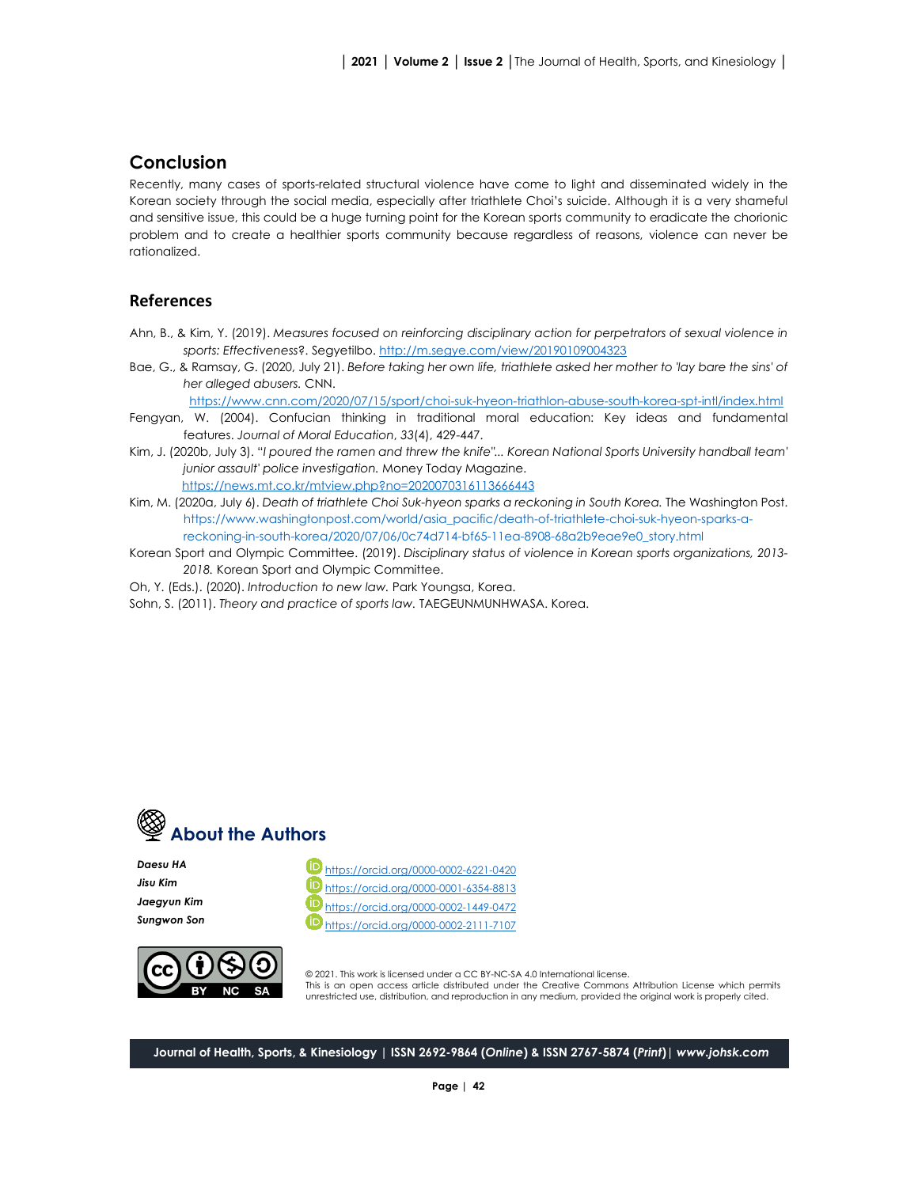## Conclusion

Recently, many cases of sports-related structural violence have come to light and disseminated widely in the Korean society through the social media, especially after triathlete Choi's suicide. Although it is a very shameful and sensitive issue, this could be a huge turning point for the Korean sports community to eradicate the chorionic problem and to create a healthier sports community because regardless of reasons, violence can never be rationalized.

## References

Ahn, B., & Kim, Y. (2019). *Measures focused on reinforcing disciplinary action for perpetrators of sexual violence in sports: Effectiveness?*. Segyetilbo. http://m.segye.com/view/20190109004323

Bae, G., & Ramsay, G. (2020, July 21). *Before taking her own life, triathlete asked her mother to 'lay bare the sins' of her alleged abusers.* CNN. https://www.cnn.com/2020/07/15/sport/choi-suk-hyeon-triathlon-abuse-south-korea-spt-intl/index.html

Fengyan, W. (2004). Confucian thinking in traditional moral education: Key ideas and fundamental features. *Journal of Moral Education*, *33*(4), 429-447.

Kim, J. (2020b, July 3). "*I poured the ramen and threw the knife"... Korean National Sports University handball team' junior assault' police investigation.* Money Today Magazine. https://news.mt.co.kr/mtview.php?no=2020070316113666443

Kim, M. (2020a, July 6). *Death of triathlete Choi Suk-hyeon sparks a reckoning in South Korea.* The Washington Post. https://www.washingtonpost.com/world/asia_pacific/death-of-triathlete-choi-suk-hyeon-sparks-a-reckoning-in-south-korea/2020/07/06/0c74d714-bf65-11ea-8908-68a2b9eae9e0_story.html

Korean Sport and Olympic Committee. (2019). *Disciplinary status of violence in Korean sports organizations, 2013-2018.* Korean Sport and Olympic Committee.

Oh, Y. (Eds.). (2020). *Introduction to new law.* Park Youngsa, Korea.

Sohn, S. (2011). *Theory and practice of sports law.* TAEGEUNMUNHWASA. Korea.

## About the Authors

***Daesu HA*** https://orcid.org/0000-0002-6221-0420

***Jisu Kim*** https://orcid.org/0000-0001-6354-8813

***Jaegyun Kim*** https://orcid.org/0000-0002-1449-0472

***Sungwon Son*** https://orcid.org/0000-0002-2111-7107

© 2021. This work is licensed under a CC BY-NC-SA 4.0 International license.
This is an open access article distributed under the Creative Commons Attribution License which permits unrestricted use, distribution, and reproduction in any medium, provided the original work is properly cited.